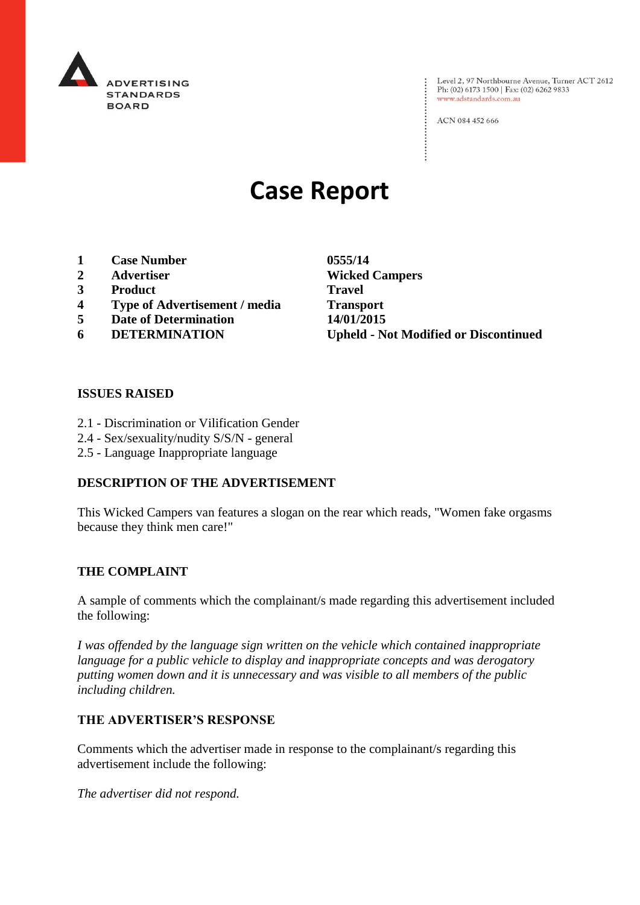ADVERTISING STANDARDS BOARD

Level 2, 97 Northbourne Avenue, Turner ACT 2612
Ph: (02) 6173 1500 | Fax: (02) 6262 9833
www.adstandards.com.au

ACN 084 452 666

# Case Report

| | | |
|---|---|---|
| **1** | **Case Number** | **0555/14** |
| **2** | **Advertiser** | **Wicked Campers** |
| **3** | **Product** | **Travel** |
| **4** | **Type of Advertisement / media** | **Transport** |
| **5** | **Date of Determination** | **14/01/2015** |
| **6** | **DETERMINATION** | **Upheld - Not Modified or Discontinued** |

## ISSUES RAISED

2.1 - Discrimination or Vilification Gender
2.4 - Sex/sexuality/nudity S/S/N - general
2.5 - Language Inappropriate language

## DESCRIPTION OF THE ADVERTISEMENT

This Wicked Campers van features a slogan on the rear which reads, "Women fake orgasms because they think men care!"

## THE COMPLAINT

A sample of comments which the complainant/s made regarding this advertisement included the following:

*I was offended by the language sign written on the vehicle which contained inappropriate language for a public vehicle to display and inappropriate concepts and was derogatory putting women down and it is unnecessary and was visible to all members of the public including children.*

## THE ADVERTISER'S RESPONSE

Comments which the advertiser made in response to the complainant/s regarding this advertisement include the following:

*The advertiser did not respond.*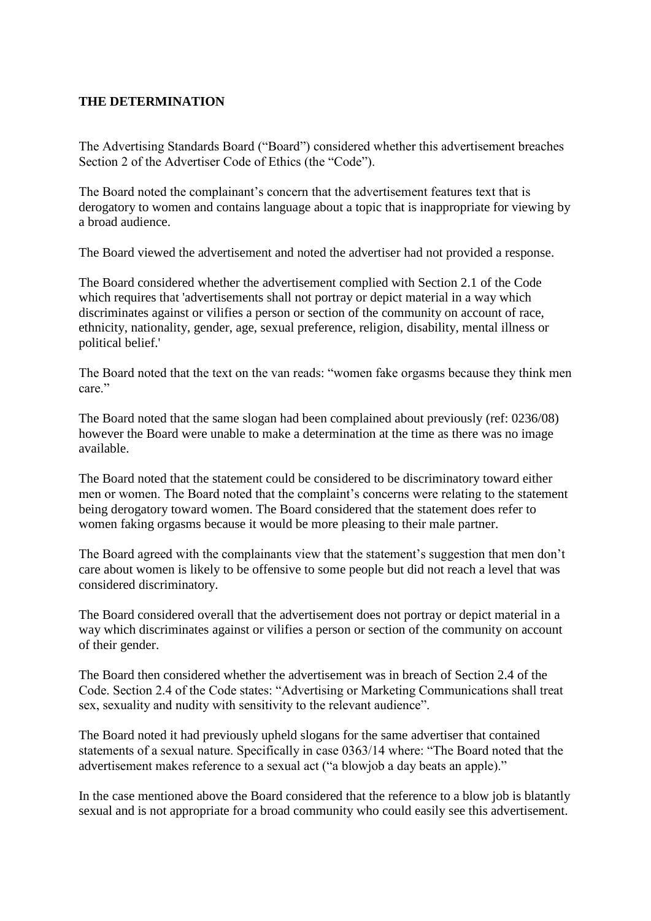**THE DETERMINATION**

The Advertising Standards Board ("Board") considered whether this advertisement breaches Section 2 of the Advertiser Code of Ethics (the "Code").

The Board noted the complainant's concern that the advertisement features text that is derogatory to women and contains language about a topic that is inappropriate for viewing by a broad audience.

The Board viewed the advertisement and noted the advertiser had not provided a response.

The Board considered whether the advertisement complied with Section 2.1 of the Code which requires that 'advertisements shall not portray or depict material in a way which discriminates against or vilifies a person or section of the community on account of race, ethnicity, nationality, gender, age, sexual preference, religion, disability, mental illness or political belief.'

The Board noted that the text on the van reads: "women fake orgasms because they think men care."

The Board noted that the same slogan had been complained about previously (ref: 0236/08) however the Board were unable to make a determination at the time as there was no image available.

The Board noted that the statement could be considered to be discriminatory toward either men or women. The Board noted that the complaint's concerns were relating to the statement being derogatory toward women. The Board considered that the statement does refer to women faking orgasms because it would be more pleasing to their male partner.

The Board agreed with the complainants view that the statement's suggestion that men don't care about women is likely to be offensive to some people but did not reach a level that was considered discriminatory.

The Board considered overall that the advertisement does not portray or depict material in a way which discriminates against or vilifies a person or section of the community on account of their gender.

The Board then considered whether the advertisement was in breach of Section 2.4 of the Code. Section 2.4 of the Code states: "Advertising or Marketing Communications shall treat sex, sexuality and nudity with sensitivity to the relevant audience".

The Board noted it had previously upheld slogans for the same advertiser that contained statements of a sexual nature. Specifically in case 0363/14 where: "The Board noted that the advertisement makes reference to a sexual act ("a blowjob a day beats an apple)."

In the case mentioned above the Board considered that the reference to a blow job is blatantly sexual and is not appropriate for a broad community who could easily see this advertisement.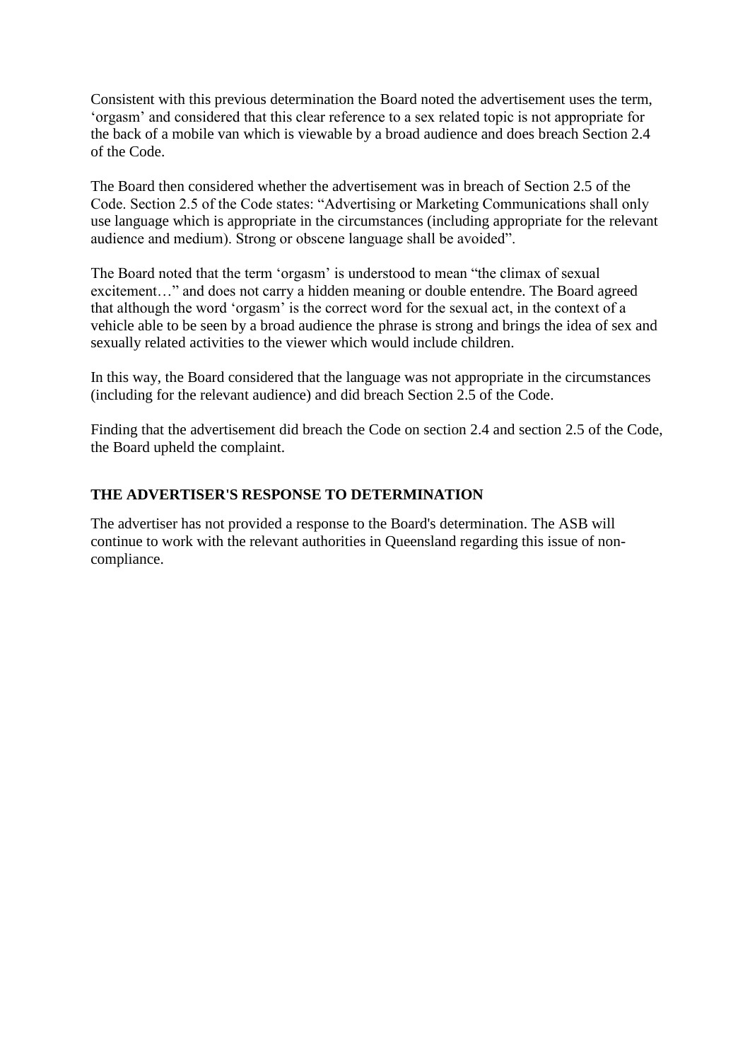Consistent with this previous determination the Board noted the advertisement uses the term, 'orgasm' and considered that this clear reference to a sex related topic is not appropriate for the back of a mobile van which is viewable by a broad audience and does breach Section 2.4 of the Code.

The Board then considered whether the advertisement was in breach of Section 2.5 of the Code. Section 2.5 of the Code states: "Advertising or Marketing Communications shall only use language which is appropriate in the circumstances (including appropriate for the relevant audience and medium). Strong or obscene language shall be avoided".

The Board noted that the term 'orgasm' is understood to mean "the climax of sexual excitement…" and does not carry a hidden meaning or double entendre. The Board agreed that although the word 'orgasm' is the correct word for the sexual act, in the context of a vehicle able to be seen by a broad audience the phrase is strong and brings the idea of sex and sexually related activities to the viewer which would include children.

In this way, the Board considered that the language was not appropriate in the circumstances (including for the relevant audience) and did breach Section 2.5 of the Code.

Finding that the advertisement did breach the Code on section 2.4 and section 2.5 of the Code, the Board upheld the complaint.

## THE ADVERTISER'S RESPONSE TO DETERMINATION

The advertiser has not provided a response to the Board's determination. The ASB will continue to work with the relevant authorities in Queensland regarding this issue of non-compliance.